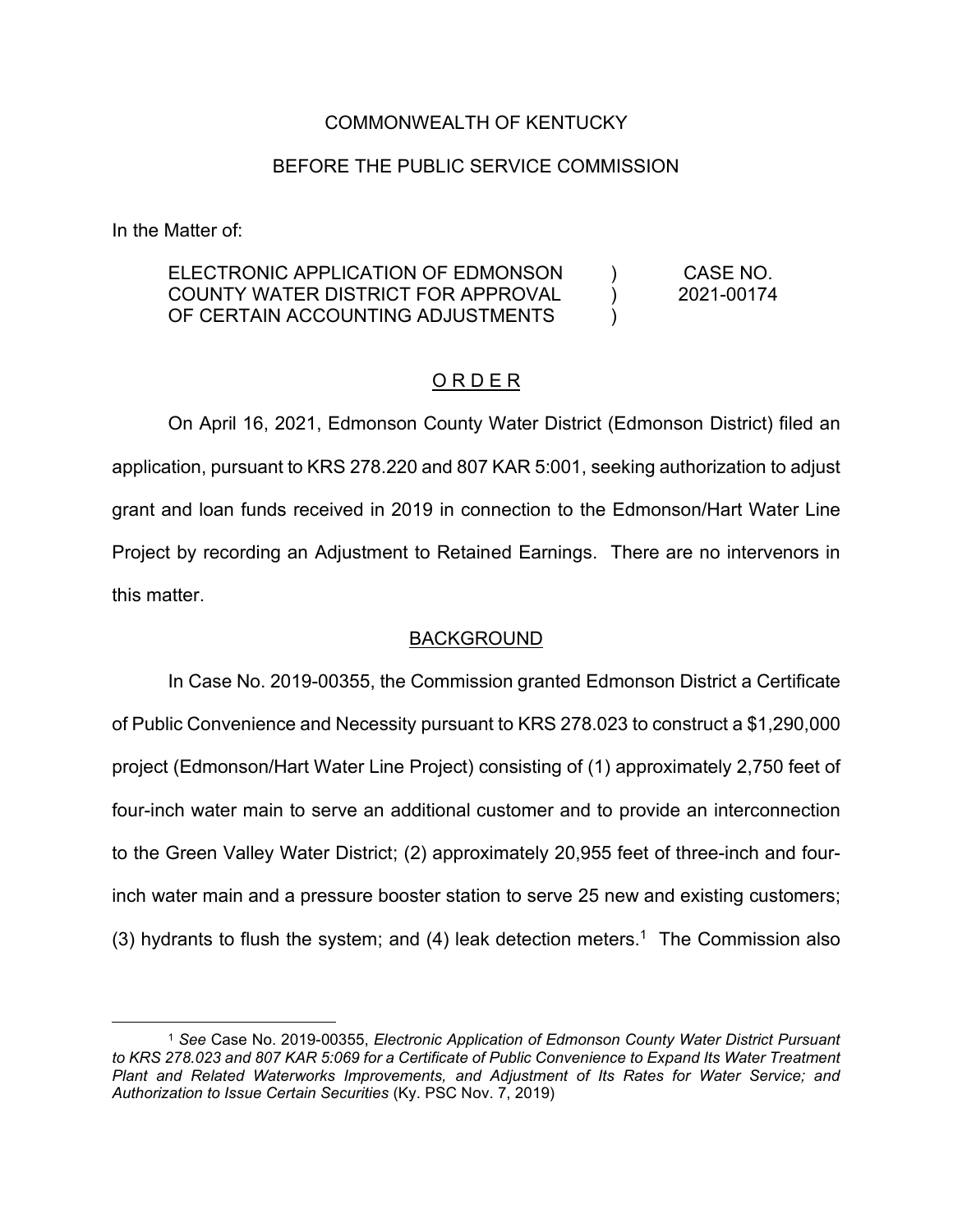COMMONWEALTH OF KENTUCKY

BEFORE THE PUBLIC SERVICE COMMISSION

In the Matter of:

| | | |
|---|---|---|
| ELECTRONIC APPLICATION OF EDMONSON COUNTY WATER DISTRICT FOR APPROVAL OF CERTAIN ACCOUNTING ADJUSTMENTS | ) ) ) | CASE NO. 2021-00174 |

## O R D E R

On April 16, 2021, Edmonson County Water District (Edmonson District) filed an application, pursuant to KRS 278.220 and 807 KAR 5:001, seeking authorization to adjust grant and loan funds received in 2019 in connection to the Edmonson/Hart Water Line Project by recording an Adjustment to Retained Earnings. There are no intervenors in this matter.

## BACKGROUND

In Case No. 2019-00355, the Commission granted Edmonson District a Certificate of Public Convenience and Necessity pursuant to KRS 278.023 to construct a $1,290,000 project (Edmonson/Hart Water Line Project) consisting of (1) approximately 2,750 feet of four-inch water main to serve an additional customer and to provide an interconnection to the Green Valley Water District; (2) approximately 20,955 feet of three-inch and four-inch water main and a pressure booster station to serve 25 new and existing customers; (3) hydrants to flush the system; and (4) leak detection meters.[1] The Commission also

[1] *See* Case No. 2019-00355, *Electronic Application of Edmonson County Water District Pursuant to KRS 278.023 and 807 KAR 5:069 for a Certificate of Public Convenience to Expand Its Water Treatment Plant and Related Waterworks Improvements, and Adjustment of Its Rates for Water Service; and Authorization to Issue Certain Securities* (Ky. PSC Nov. 7, 2019)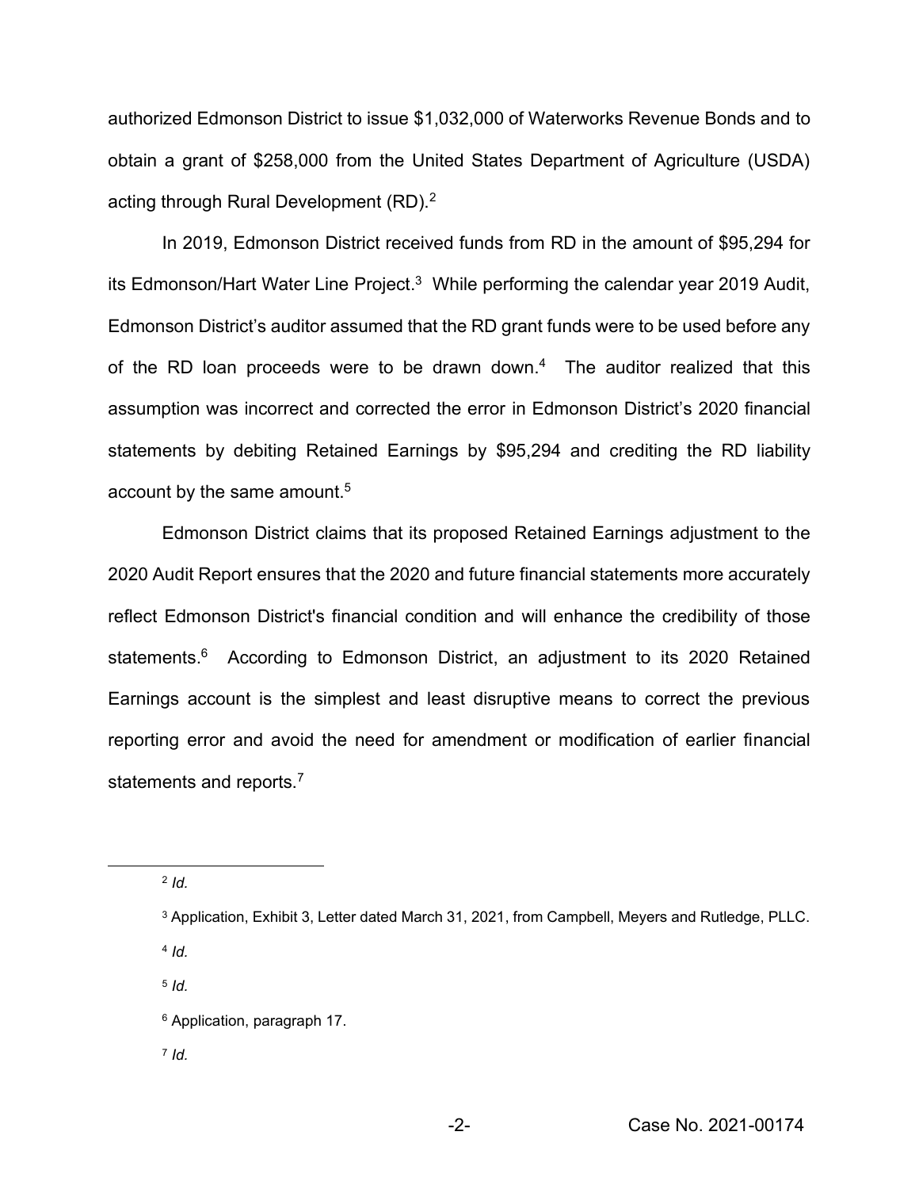authorized Edmonson District to issue $1,032,000 of Waterworks Revenue Bonds and to obtain a grant of $258,000 from the United States Department of Agriculture (USDA) acting through Rural Development (RD).[2]

In 2019, Edmonson District received funds from RD in the amount of $95,294 for its Edmonson/Hart Water Line Project.[3] While performing the calendar year 2019 Audit, Edmonson District's auditor assumed that the RD grant funds were to be used before any of the RD loan proceeds were to be drawn down.[4] The auditor realized that this assumption was incorrect and corrected the error in Edmonson District's 2020 financial statements by debiting Retained Earnings by $95,294 and crediting the RD liability account by the same amount.[5]

Edmonson District claims that its proposed Retained Earnings adjustment to the 2020 Audit Report ensures that the 2020 and future financial statements more accurately reflect Edmonson District's financial condition and will enhance the credibility of those statements.[6] According to Edmonson District, an adjustment to its 2020 Retained Earnings account is the simplest and least disruptive means to correct the previous reporting error and avoid the need for amendment or modification of earlier financial statements and reports.[7]

---

[2] *Id.*

[3] Application, Exhibit 3, Letter dated March 31, 2021, from Campbell, Meyers and Rutledge, PLLC.

[4] *Id.*

[5] *Id.*

[6] Application, paragraph 17.

[7] *Id.*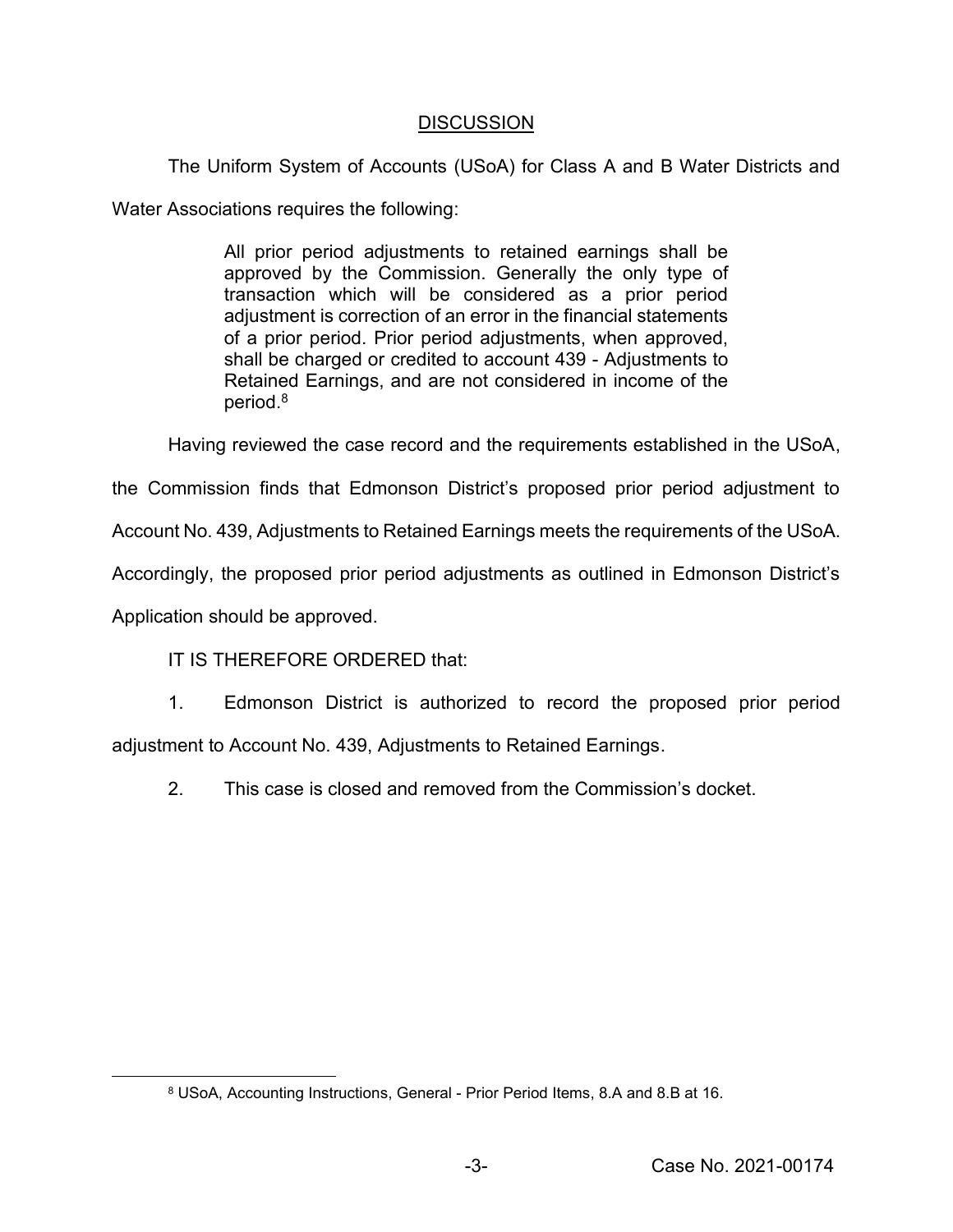## DISCUSSION

The Uniform System of Accounts (USoA) for Class A and B Water Districts and Water Associations requires the following:

> All prior period adjustments to retained earnings shall be approved by the Commission. Generally the only type of transaction which will be considered as a prior period adjustment is correction of an error in the financial statements of a prior period. Prior period adjustments, when approved, shall be charged or credited to account 439 - Adjustments to Retained Earnings, and are not considered in income of the period.[8]

Having reviewed the case record and the requirements established in the USoA, the Commission finds that Edmonson District's proposed prior period adjustment to Account No. 439, Adjustments to Retained Earnings meets the requirements of the USoA. Accordingly, the proposed prior period adjustments as outlined in Edmonson District's Application should be approved.

IT IS THEREFORE ORDERED that:

1. Edmonson District is authorized to record the proposed prior period adjustment to Account No. 439, Adjustments to Retained Earnings.

2. This case is closed and removed from the Commission's docket.

---

[8] USoA, Accounting Instructions, General - Prior Period Items, 8.A and 8.B at 16.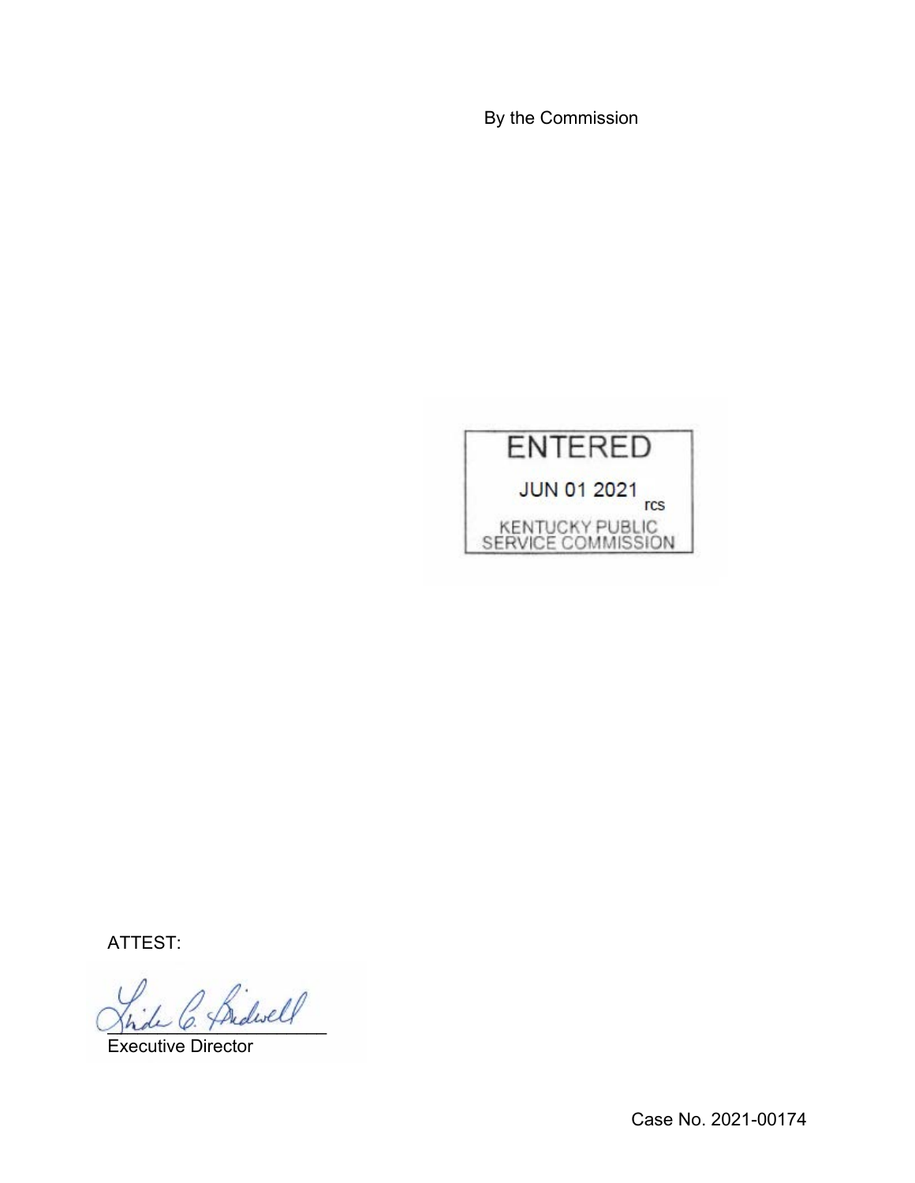By the Commission

ENTERED

JUN 01 2021

rcs

KENTUCKY PUBLIC SERVICE COMMISSION

ATTEST:

Executive Director

Case No. 2021-00174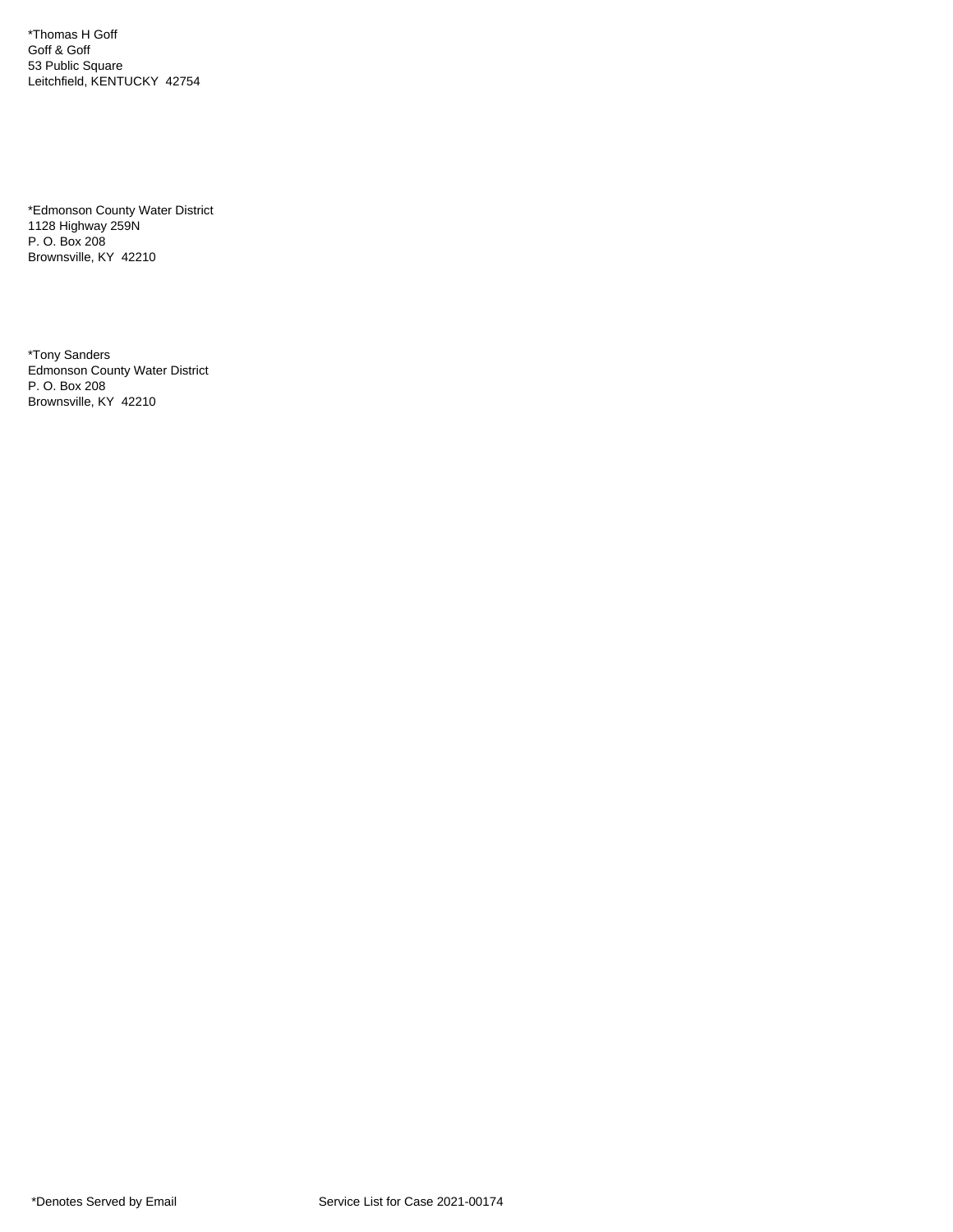*Thomas H Goff
Goff & Goff
53 Public Square
Leitchfield, KENTUCKY  42754

*Edmonson County Water District
1128 Highway 259N
P. O. Box 208
Brownsville, KY  42210

*Tony Sanders
Edmonson County Water District
P. O. Box 208
Brownsville, KY  42210

*Denotes Served by Email

Service List for Case 2021-00174